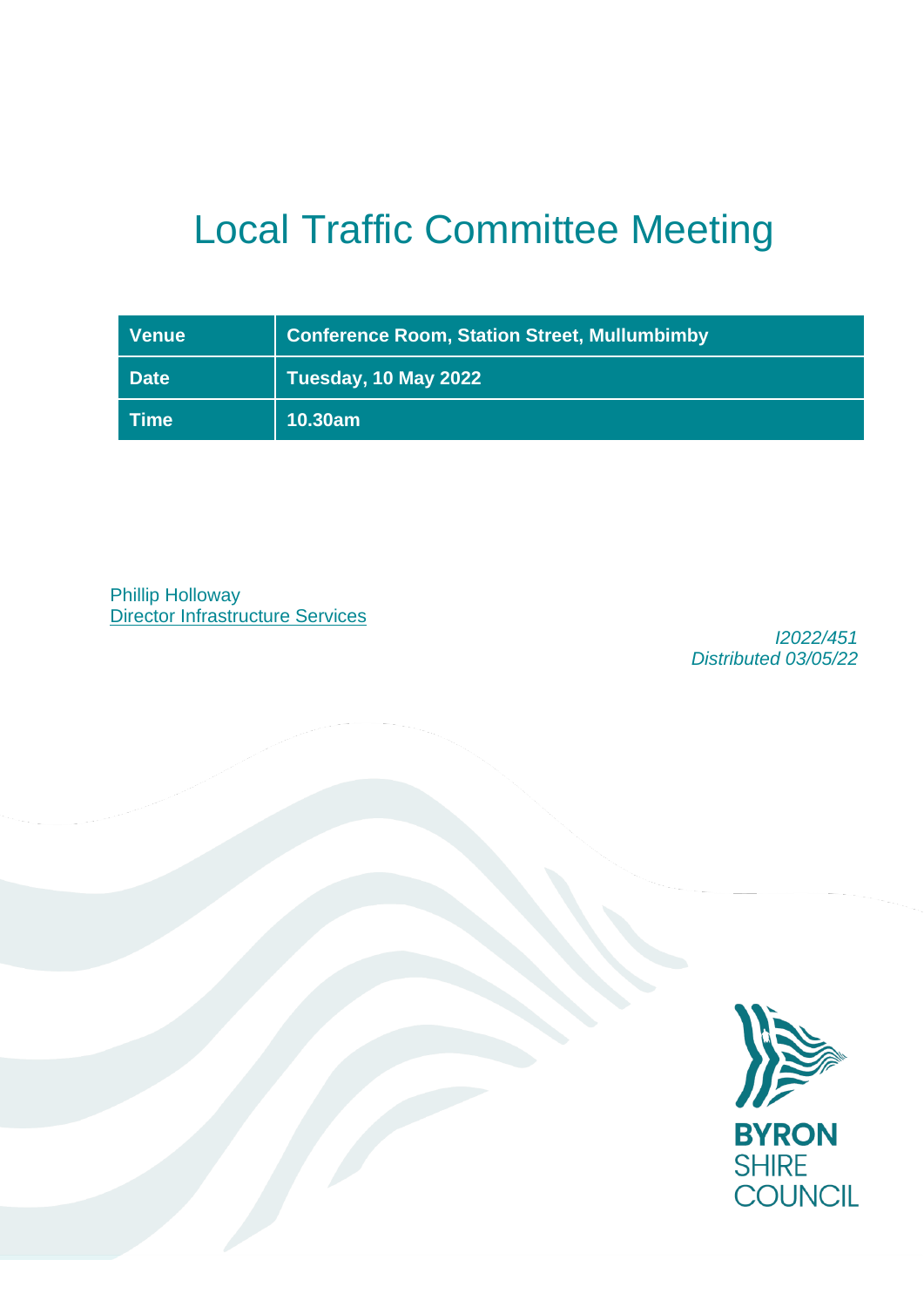# Local Traffic Committee Meeting

| Venue | Conference Room, Station Street, Mullumbimby |
| --- | --- |
| Date | Tuesday, 10 May 2022 |
| Time | 10.30am |

Phillip Holloway
Director Infrastructure Services

*I2022/451*
*Distributed 03/05/22*

**BYRON**
SHIRE
COUNCIL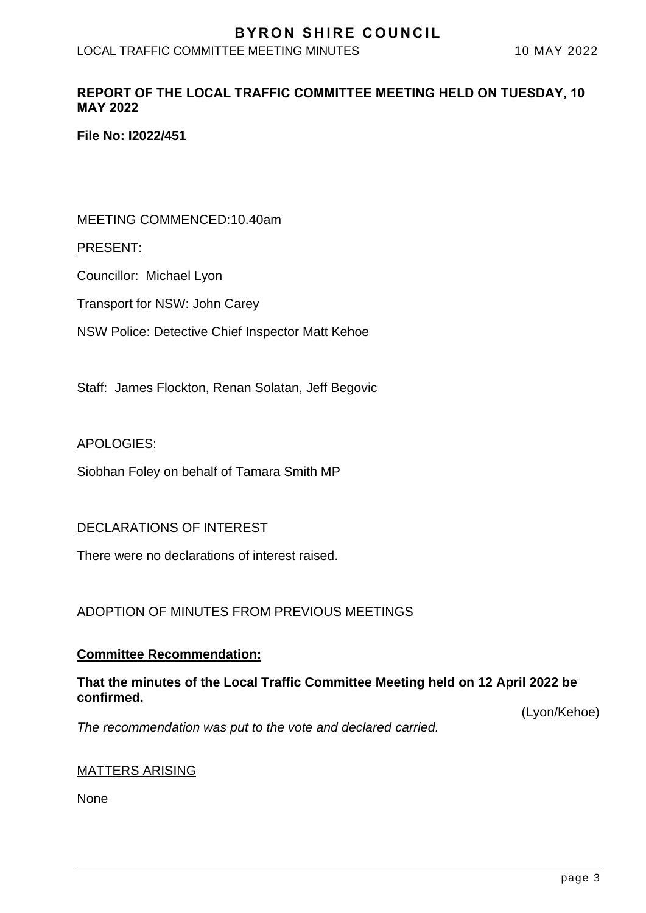**REPORT OF THE LOCAL TRAFFIC COMMITTEE MEETING HELD ON TUESDAY, 10 MAY 2022**

**File No: I2022/451**

MEETING COMMENCED:10.40am

PRESENT:

Councillor: Michael Lyon

Transport for NSW: John Carey

NSW Police: Detective Chief Inspector Matt Kehoe

Staff: James Flockton, Renan Solatan, Jeff Begovic

APOLOGIES:

Siobhan Foley on behalf of Tamara Smith MP

DECLARATIONS OF INTEREST

There were no declarations of interest raised.

ADOPTION OF MINUTES FROM PREVIOUS MEETINGS

**Committee Recommendation:**

**That the minutes of the Local Traffic Committee Meeting held on 12 April 2022 be confirmed.**

(Lyon/Kehoe)

*The recommendation was put to the vote and declared carried.*

MATTERS ARISING

None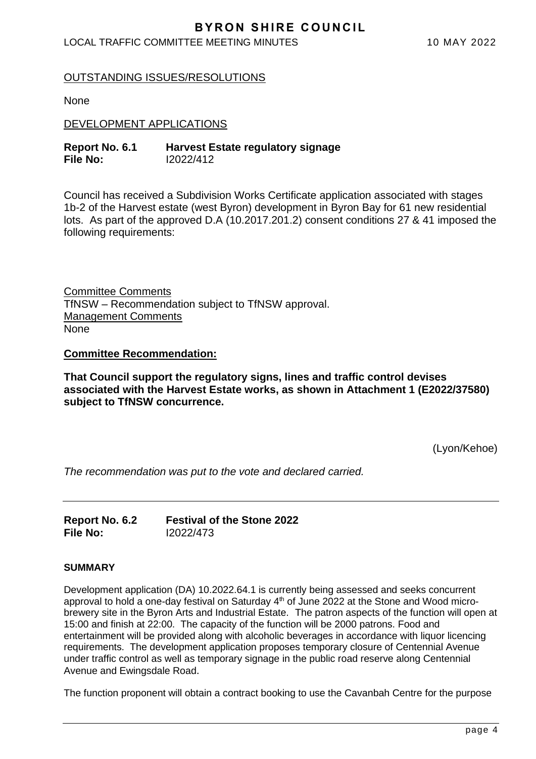OUTSTANDING ISSUES/RESOLUTIONS

None

DEVELOPMENT APPLICATIONS

**Report No. 6.1 Harvest Estate regulatory signage**
**File No:** I2022/412

Council has received a Subdivision Works Certificate application associated with stages 1b-2 of the Harvest estate (west Byron) development in Byron Bay for 61 new residential lots. As part of the approved D.A (10.2017.201.2) consent conditions 27 & 41 imposed the following requirements:

Committee Comments
TfNSW – Recommendation subject to TfNSW approval.
Management Comments
None

**Committee Recommendation:**

**That Council support the regulatory signs, lines and traffic control devises associated with the Harvest Estate works, as shown in Attachment 1 (E2022/37580) subject to TfNSW concurrence.**

(Lyon/Kehoe)

*The recommendation was put to the vote and declared carried.*

---

**Report No. 6.2 Festival of the Stone 2022**
**File No:** I2022/473

**SUMMARY**

Development application (DA) 10.2022.64.1 is currently being assessed and seeks concurrent approval to hold a one-day festival on Saturday 4th of June 2022 at the Stone and Wood micro-brewery site in the Byron Arts and Industrial Estate. The patron aspects of the function will open at 15:00 and finish at 22:00. The capacity of the function will be 2000 patrons. Food and entertainment will be provided along with alcoholic beverages in accordance with liquor licencing requirements. The development application proposes temporary closure of Centennial Avenue under traffic control as well as temporary signage in the public road reserve along Centennial Avenue and Ewingsdale Road.

The function proponent will obtain a contract booking to use the Cavanbah Centre for the purpose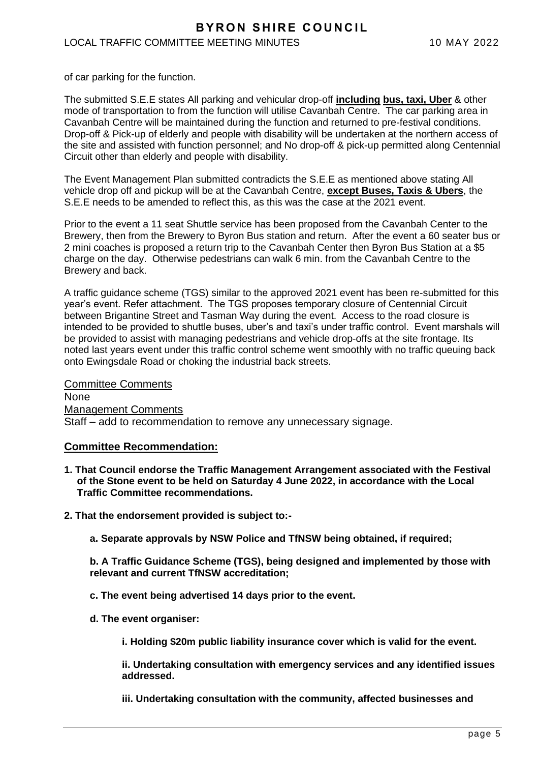of car parking for the function.

The submitted S.E.E states All parking and vehicular drop-off **<u>including</u>** **<u>bus, taxi, Uber</u>** & other mode of transportation to from the function will utilise Cavanbah Centre. The car parking area in Cavanbah Centre will be maintained during the function and returned to pre-festival conditions. Drop-off & Pick-up of elderly and people with disability will be undertaken at the northern access of the site and assisted with function personnel; and No drop-off & pick-up permitted along Centennial Circuit other than elderly and people with disability.

The Event Management Plan submitted contradicts the S.E.E as mentioned above stating All vehicle drop off and pickup will be at the Cavanbah Centre, **<u>except Buses, Taxis & Ubers</u>**, the S.E.E needs to be amended to reflect this, as this was the case at the 2021 event.

Prior to the event a 11 seat Shuttle service has been proposed from the Cavanbah Center to the Brewery, then from the Brewery to Byron Bus station and return. After the event a 60 seater bus or 2 mini coaches is proposed a return trip to the Cavanbah Center then Byron Bus Station at a $5 charge on the day. Otherwise pedestrians can walk 6 min. from the Cavanbah Centre to the Brewery and back.

A traffic guidance scheme (TGS) similar to the approved 2021 event has been re-submitted for this year's event. Refer attachment. The TGS proposes temporary closure of Centennial Circuit between Brigantine Street and Tasman Way during the event. Access to the road closure is intended to be provided to shuttle buses, uber's and taxi's under traffic control. Event marshals will be provided to assist with managing pedestrians and vehicle drop-offs at the site frontage. Its noted last years event under this traffic control scheme went smoothly with no traffic queuing back onto Ewingsdale Road or choking the industrial back streets.

<u>Committee Comments</u>
None
<u>Management Comments</u>
Staff – add to recommendation to remove any unnecessary signage.

### <u>Committee Recommendation:</u>

**1. That Council endorse the Traffic Management Arrangement associated with the Festival of the Stone event to be held on Saturday 4 June 2022, in accordance with the Local Traffic Committee recommendations.**

**2. That the endorsement provided is subject to:-**

**a. Separate approvals by NSW Police and TfNSW being obtained, if required;**

**b. A Traffic Guidance Scheme (TGS), being designed and implemented by those with relevant and current TfNSW accreditation;**

**c. The event being advertised 14 days prior to the event.**

**d. The event organiser:**

**i. Holding $20m public liability insurance cover which is valid for the event.**

**ii. Undertaking consultation with emergency services and any identified issues addressed.**

**iii. Undertaking consultation with the community, affected businesses and**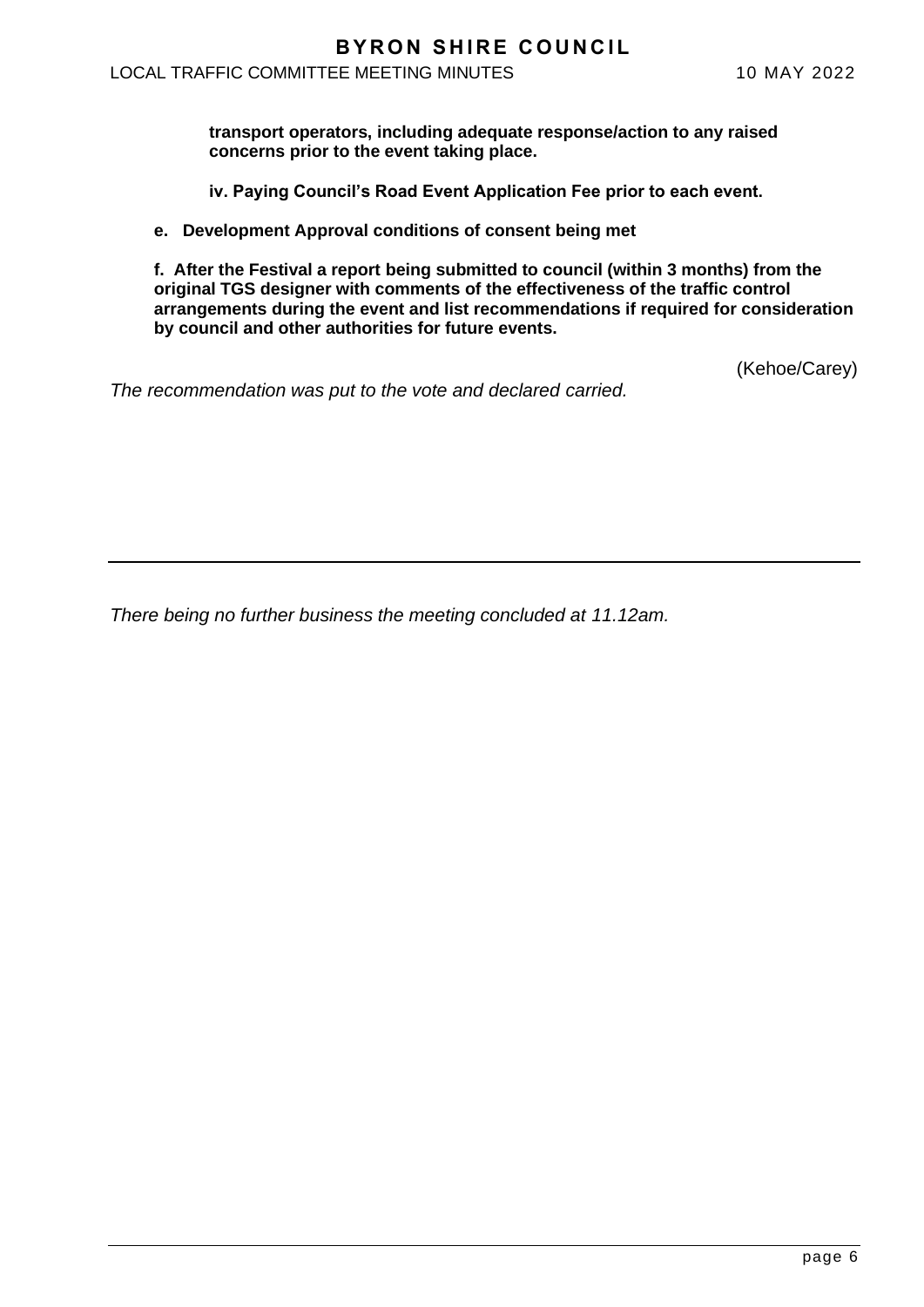**transport operators, including adequate response/action to any raised concerns prior to the event taking place.**

**iv. Paying Council's Road Event Application Fee prior to each event.**

**e. Development Approval conditions of consent being met**

**f. After the Festival a report being submitted to council (within 3 months) from the original TGS designer with comments of the effectiveness of the traffic control arrangements during the event and list recommendations if required for consideration by council and other authorities for future events.**

(Kehoe/Carey)

*The recommendation was put to the vote and declared carried.*

---

*There being no further business the meeting concluded at 11.12am.*